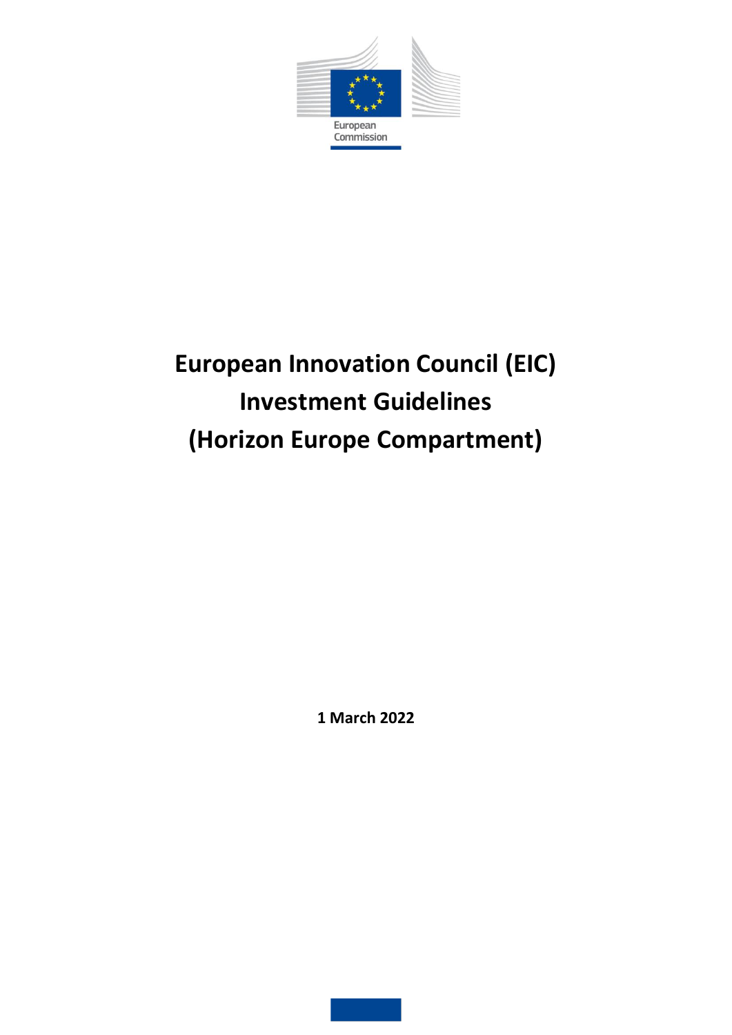European Commission

# European Innovation Council (EIC) Investment Guidelines (Horizon Europe Compartment)

**1 March 2022**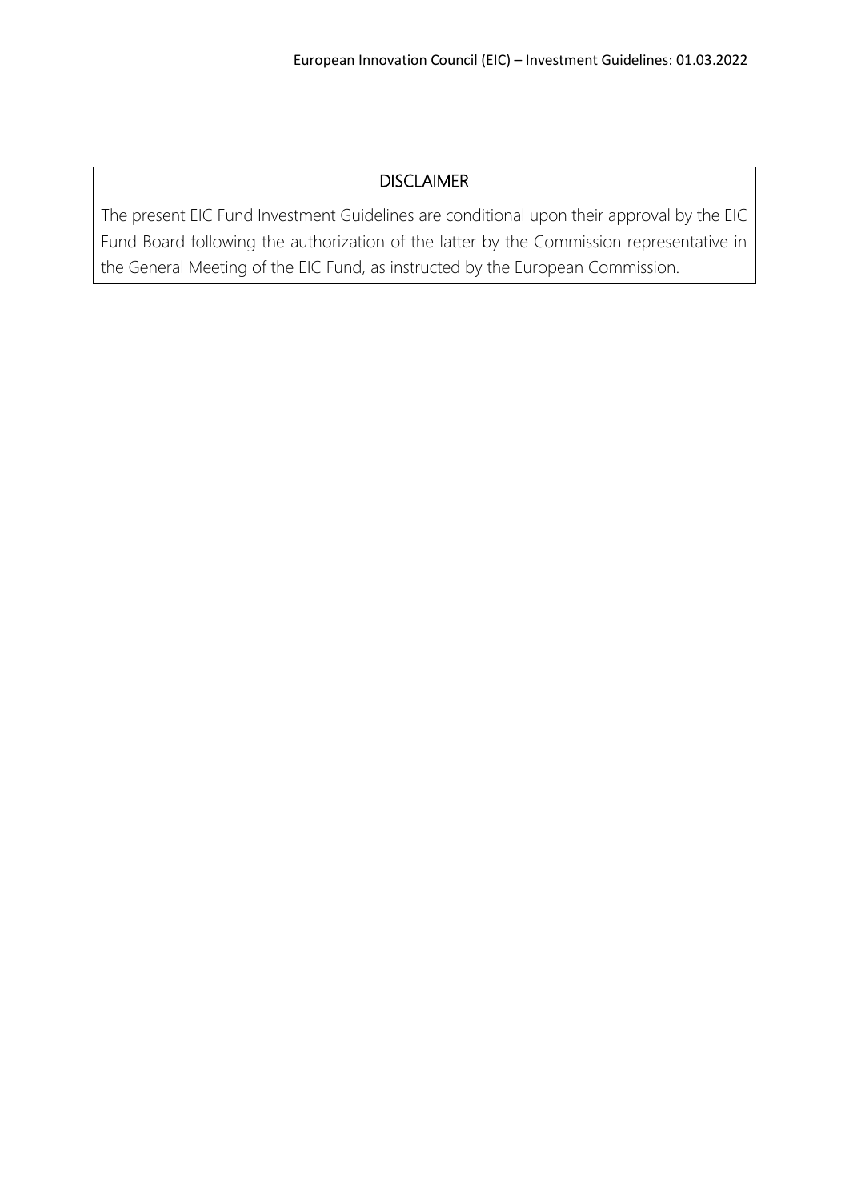## DISCLAIMER

The present EIC Fund Investment Guidelines are conditional upon their approval by the EIC Fund Board following the authorization of the latter by the Commission representative in the General Meeting of the EIC Fund, as instructed by the European Commission.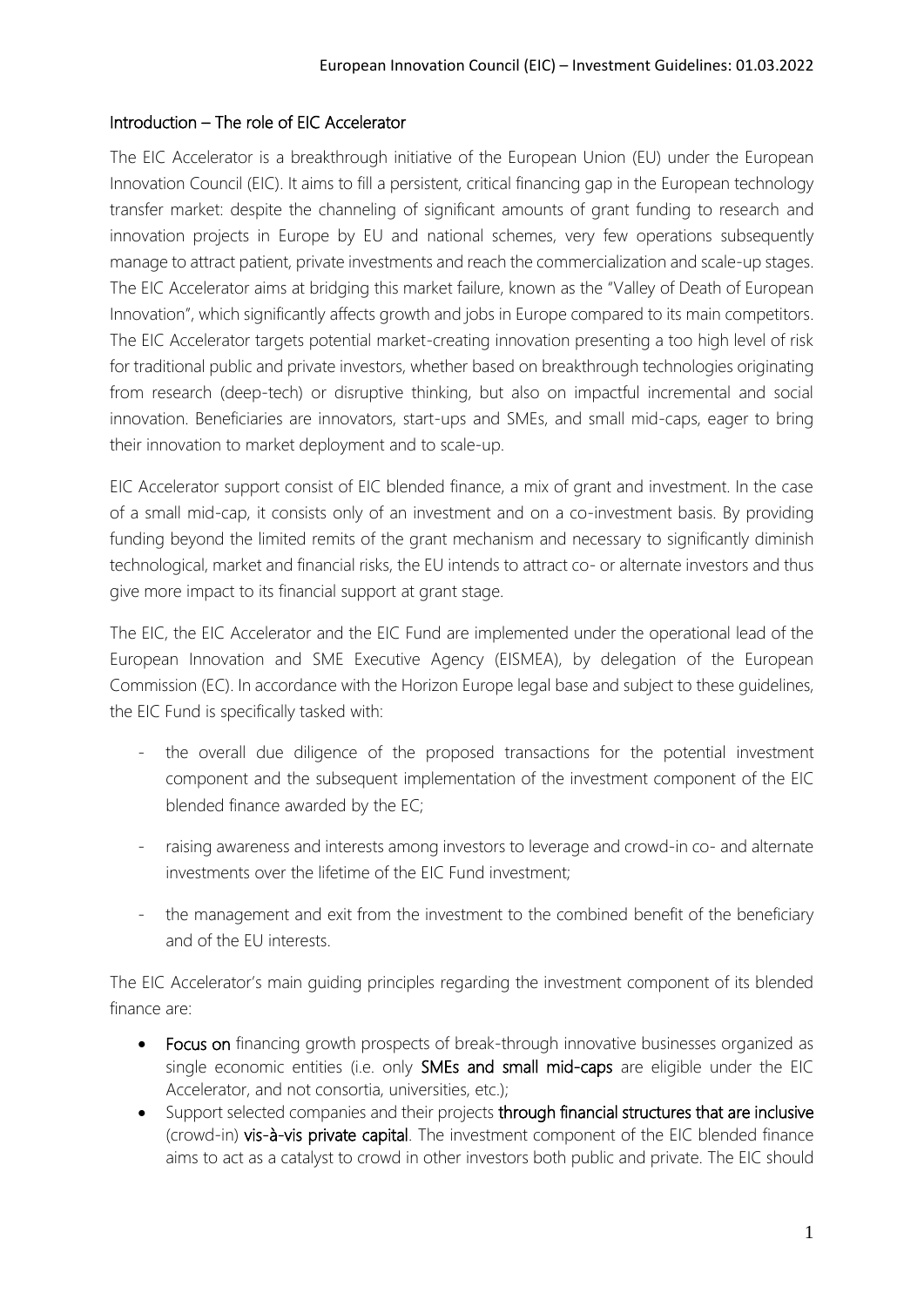## Introduction – The role of EIC Accelerator

The EIC Accelerator is a breakthrough initiative of the European Union (EU) under the European Innovation Council (EIC). It aims to fill a persistent, critical financing gap in the European technology transfer market: despite the channeling of significant amounts of grant funding to research and innovation projects in Europe by EU and national schemes, very few operations subsequently manage to attract patient, private investments and reach the commercialization and scale-up stages. The EIC Accelerator aims at bridging this market failure, known as the "Valley of Death of European Innovation", which significantly affects growth and jobs in Europe compared to its main competitors. The EIC Accelerator targets potential market-creating innovation presenting a too high level of risk for traditional public and private investors, whether based on breakthrough technologies originating from research (deep-tech) or disruptive thinking, but also on impactful incremental and social innovation. Beneficiaries are innovators, start-ups and SMEs, and small mid-caps, eager to bring their innovation to market deployment and to scale-up.

EIC Accelerator support consist of EIC blended finance, a mix of grant and investment. In the case of a small mid-cap, it consists only of an investment and on a co-investment basis. By providing funding beyond the limited remits of the grant mechanism and necessary to significantly diminish technological, market and financial risks, the EU intends to attract co- or alternate investors and thus give more impact to its financial support at grant stage.

The EIC, the EIC Accelerator and the EIC Fund are implemented under the operational lead of the European Innovation and SME Executive Agency (EISMEA), by delegation of the European Commission (EC). In accordance with the Horizon Europe legal base and subject to these guidelines, the EIC Fund is specifically tasked with:

- the overall due diligence of the proposed transactions for the potential investment component and the subsequent implementation of the investment component of the EIC blended finance awarded by the EC;
- raising awareness and interests among investors to leverage and crowd-in co- and alternate investments over the lifetime of the EIC Fund investment;
- the management and exit from the investment to the combined benefit of the beneficiary and of the EU interests.

The EIC Accelerator's main guiding principles regarding the investment component of its blended finance are:

- **Focus on** financing growth prospects of break-through innovative businesses organized as single economic entities (i.e. only **SMEs and small mid-caps** are eligible under the EIC Accelerator, and not consortia, universities, etc.);
- Support selected companies and their projects **through financial structures that are inclusive** (crowd-in) **vis-à-vis private capital**. The investment component of the EIC blended finance aims to act as a catalyst to crowd in other investors both public and private. The EIC should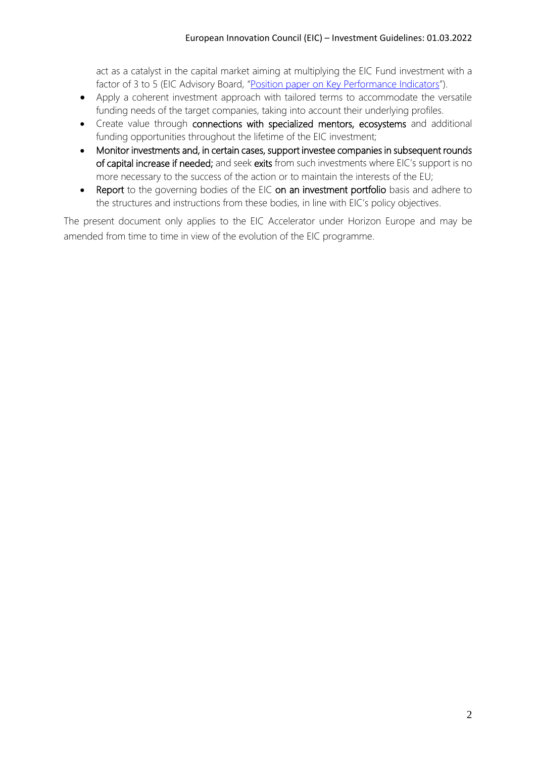act as a catalyst in the capital market aiming at multiplying the EIC Fund investment with a factor of 3 to 5 (EIC Advisory Board, "[Position paper on Key Performance Indicators]").

- Apply a coherent investment approach with tailored terms to accommodate the versatile funding needs of the target companies, taking into account their underlying profiles.
- Create value through **connections with specialized mentors, ecosystems** and additional funding opportunities throughout the lifetime of the EIC investment;
- **Monitor investments and, in certain cases, support investee companies in subsequent rounds of capital increase if needed;** and seek **exits** from such investments where EIC's support is no more necessary to the success of the action or to maintain the interests of the EU;
- **Report** to the governing bodies of the EIC **on an investment portfolio** basis and adhere to the structures and instructions from these bodies, in line with EIC's policy objectives.

The present document only applies to the EIC Accelerator under Horizon Europe and may be amended from time to time in view of the evolution of the EIC programme.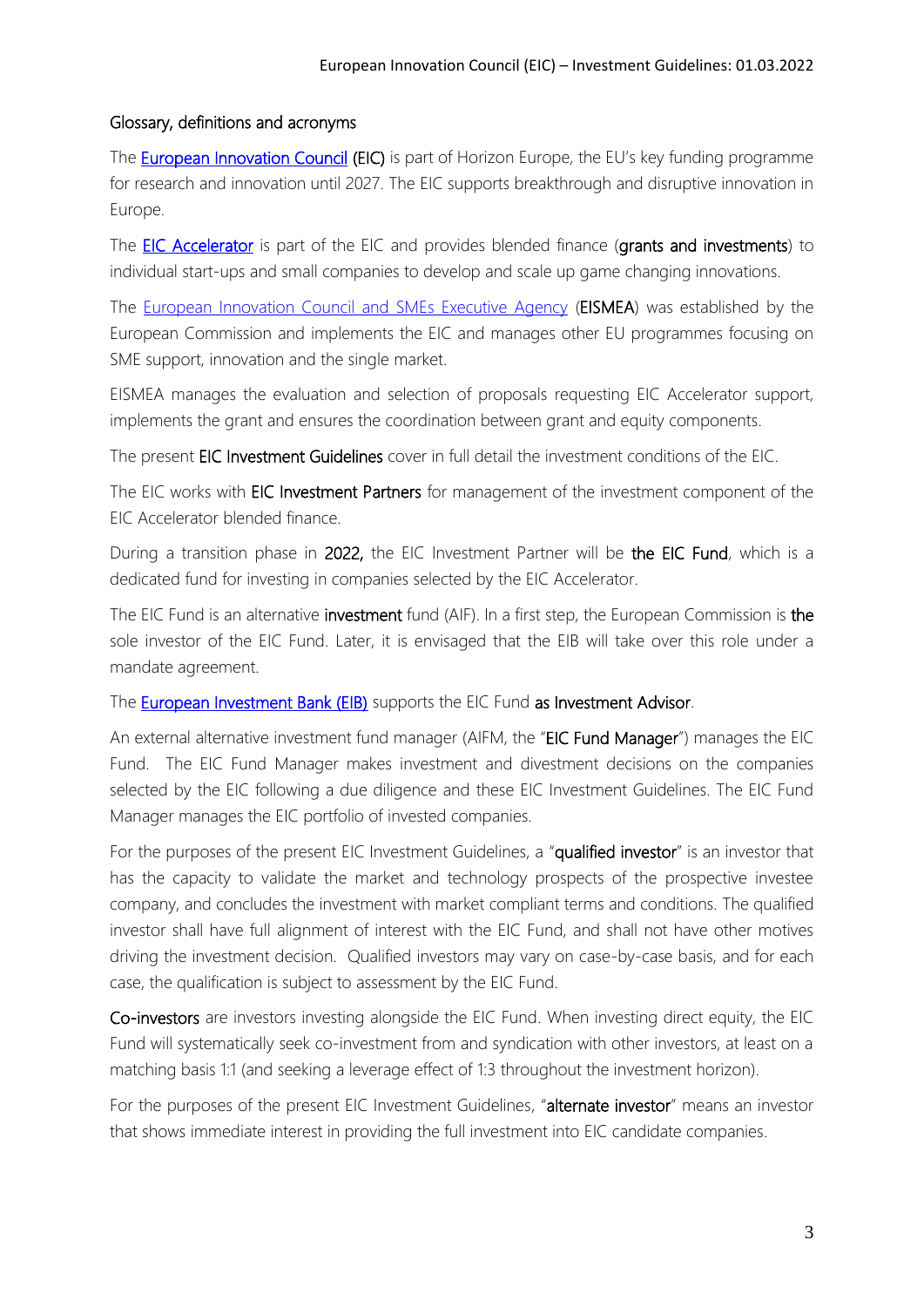## Glossary, definitions and acronyms

The European Innovation Council (**EIC**) is part of Horizon Europe, the EU's key funding programme for research and innovation until 2027. The EIC supports breakthrough and disruptive innovation in Europe.

The EIC Accelerator is part of the EIC and provides blended finance (**grants and investments**) to individual start-ups and small companies to develop and scale up game changing innovations.

The European Innovation Council and SMEs Executive Agency (**EISMEA**) was established by the European Commission and implements the EIC and manages other EU programmes focusing on SME support, innovation and the single market.

EISMEA manages the evaluation and selection of proposals requesting EIC Accelerator support, implements the grant and ensures the coordination between grant and equity components.

The present **EIC Investment Guidelines** cover in full detail the investment conditions of the EIC.

The EIC works with **EIC Investment Partners** for management of the investment component of the EIC Accelerator blended finance.

During a transition phase in **2022,** the EIC Investment Partner will be **the EIC Fund**, which is a dedicated fund for investing in companies selected by the EIC Accelerator.

The EIC Fund is an alternative **investment** fund (AIF). In a first step, the European Commission is **the** sole investor of the EIC Fund. Later, it is envisaged that the EIB will take over this role under a mandate agreement.

The European Investment Bank (EIB) supports the EIC Fund **as Investment Advisor**.

An external alternative investment fund manager (AIFM, the "**EIC Fund Manager**") manages the EIC Fund. The EIC Fund Manager makes investment and divestment decisions on the companies selected by the EIC following a due diligence and these EIC Investment Guidelines. The EIC Fund Manager manages the EIC portfolio of invested companies.

For the purposes of the present EIC Investment Guidelines, a "**qualified investor**" is an investor that has the capacity to validate the market and technology prospects of the prospective investee company, and concludes the investment with market compliant terms and conditions. The qualified investor shall have full alignment of interest with the EIC Fund, and shall not have other motives driving the investment decision. Qualified investors may vary on case-by-case basis, and for each case, the qualification is subject to assessment by the EIC Fund.

**Co-investors** are investors investing alongside the EIC Fund. When investing direct equity, the EIC Fund will systematically seek co-investment from and syndication with other investors, at least on a matching basis 1:1 (and seeking a leverage effect of 1:3 throughout the investment horizon).

For the purposes of the present EIC Investment Guidelines, "**alternate investor**" means an investor that shows immediate interest in providing the full investment into EIC candidate companies.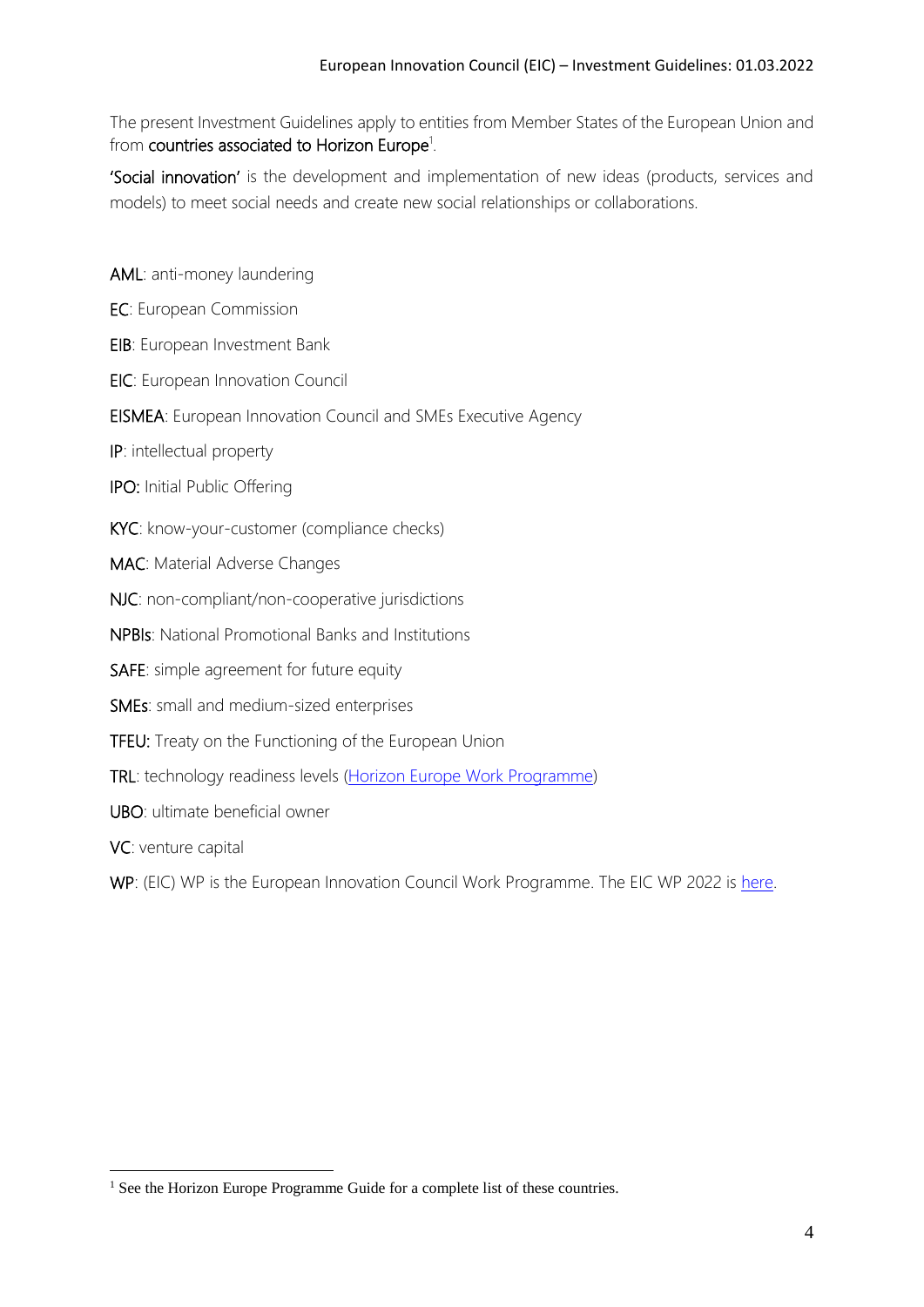The present Investment Guidelines apply to entities from Member States of the European Union and from **countries associated to Horizon Europe**[1].

**'Social innovation'** is the development and implementation of new ideas (products, services and models) to meet social needs and create new social relationships or collaborations.

**AML**: anti-money laundering

**EC**: European Commission

**EIB**: European Investment Bank

**EIC**: European Innovation Council

**EISMEA**: European Innovation Council and SMEs Executive Agency

**IP**: intellectual property

**IPO:** Initial Public Offering

**KYC**: know-your-customer (compliance checks)

**MAC**: Material Adverse Changes

**NJC**: non-compliant/non-cooperative jurisdictions

**NPBIs**: National Promotional Banks and Institutions

**SAFE**: simple agreement for future equity

**SMEs**: small and medium-sized enterprises

**TFEU:** Treaty on the Functioning of the European Union

**TRL**: technology readiness levels (Horizon Europe Work Programme)

**UBO**: ultimate beneficial owner

**VC**: venture capital

**WP**: (EIC) WP is the European Innovation Council Work Programme. The EIC WP 2022 is here.

---

[1] See the Horizon Europe Programme Guide for a complete list of these countries.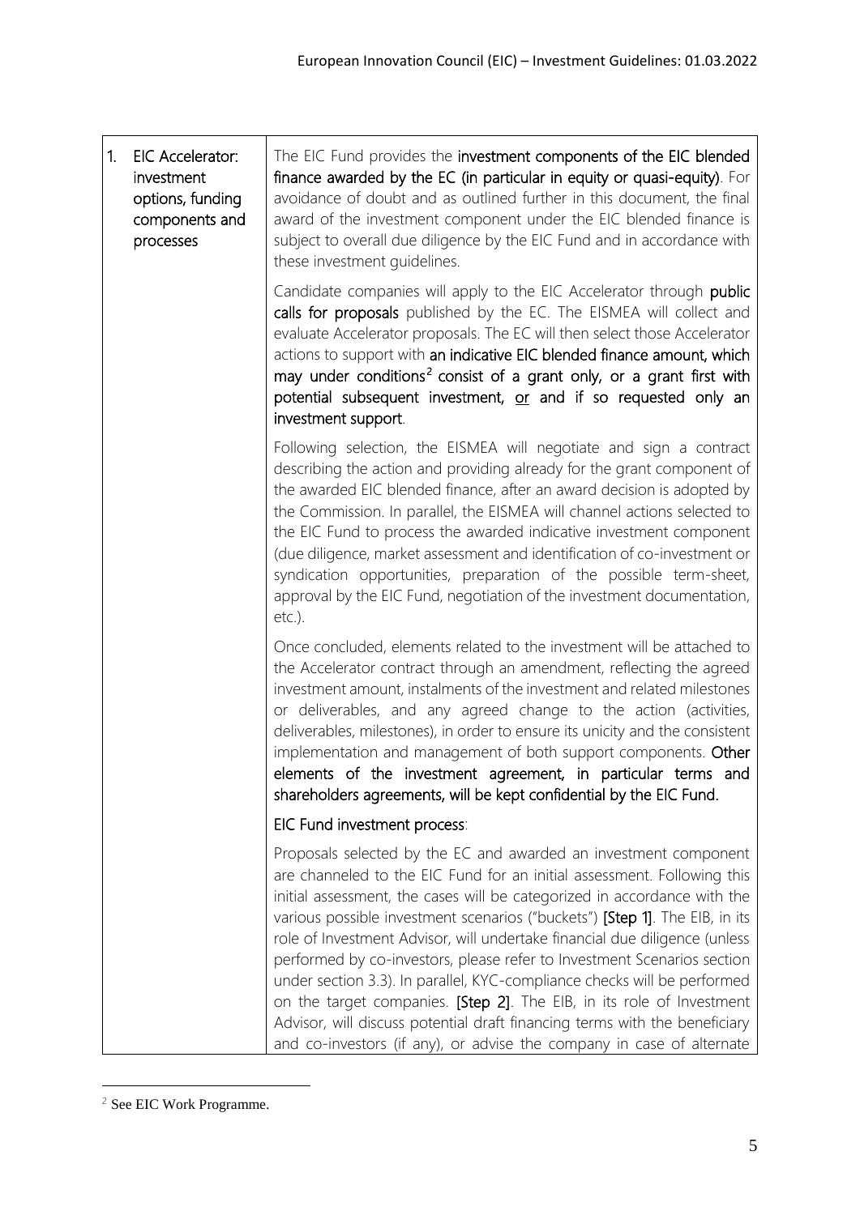| | |
|---|---|
| 1. EIC Accelerator: investment options, funding components and processes | The EIC Fund provides the **investment components of the EIC blended finance awarded by the EC (in particular in equity or quasi-equity)**. For avoidance of doubt and as outlined further in this document, the final award of the investment component under the EIC blended finance is subject to overall due diligence by the EIC Fund and in accordance with these investment guidelines.<br><br>Candidate companies will apply to the EIC Accelerator through **public calls for proposals** published by the EC. The EISMEA will collect and evaluate Accelerator proposals. The EC will then select those Accelerator actions to support with **an indicative EIC blended finance amount, which may under conditions[2] consist of a grant only, or a grant first with potential subsequent investment, _or_ and if so requested only an investment support**.<br><br>Following selection, the EISMEA will negotiate and sign a contract describing the action and providing already for the grant component of the awarded EIC blended finance, after an award decision is adopted by the Commission. In parallel, the EISMEA will channel actions selected to the EIC Fund to process the awarded indicative investment component (due diligence, market assessment and identification of co-investment or syndication opportunities, preparation of the possible term-sheet, approval by the EIC Fund, negotiation of the investment documentation, etc.).<br><br>Once concluded, elements related to the investment will be attached to the Accelerator contract through an amendment, reflecting the agreed investment amount, instalments of the investment and related milestones or deliverables, and any agreed change to the action (activities, deliverables, milestones), in order to ensure its unicity and the consistent implementation and management of both support components. **Other elements of the investment agreement, in particular terms and shareholders agreements, will be kept confidential by the EIC Fund.**<br><br>**EIC Fund investment process**:<br><br>Proposals selected by the EC and awarded an investment component are channeled to the EIC Fund for an initial assessment. Following this initial assessment, the cases will be categorized in accordance with the various possible investment scenarios ("buckets") **[Step 1]**. The EIB, in its role of Investment Advisor, will undertake financial due diligence (unless performed by co-investors, please refer to Investment Scenarios section under section 3.3). In parallel, KYC-compliance checks will be performed on the target companies. **[Step 2]**. The EIB, in its role of Investment Advisor, will discuss potential draft financing terms with the beneficiary and co-investors (if any), or advise the company in case of alternate |

[2] See EIC Work Programme.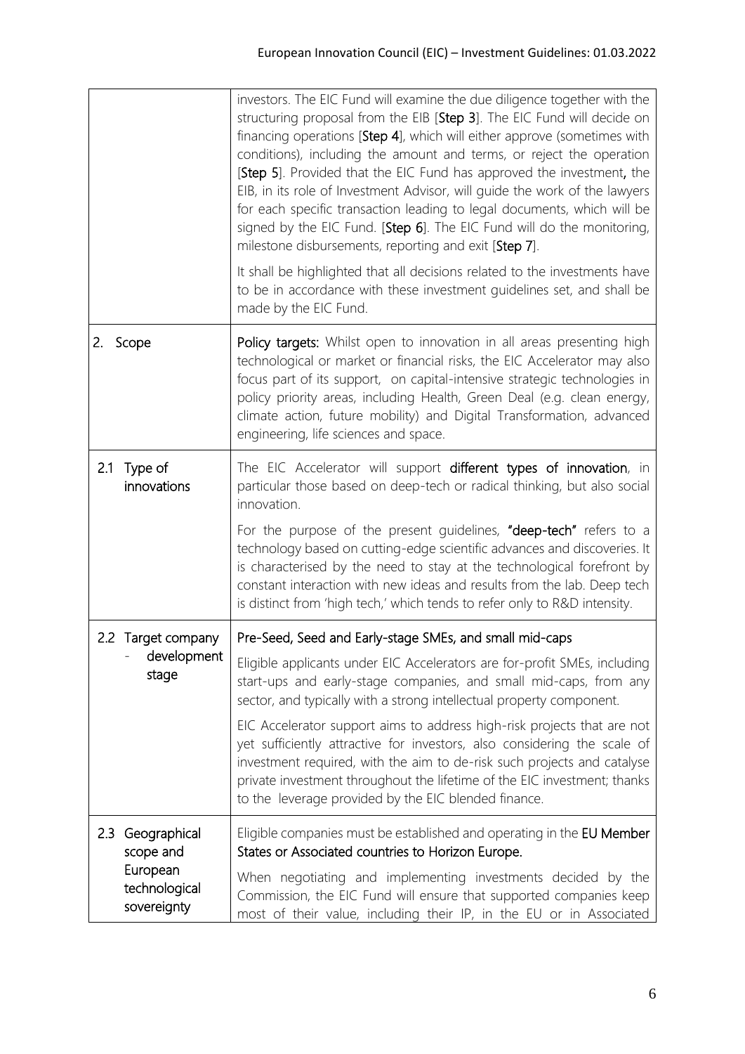| | |
|---|---|
| | investors. The EIC Fund will examine the due diligence together with the structuring proposal from the EIB [**Step 3**]. The EIC Fund will decide on financing operations [**Step 4**], which will either approve (sometimes with conditions), including the amount and terms, or reject the operation [**Step 5**]. Provided that the EIC Fund has approved the investment**,** the EIB, in its role of Investment Advisor, will guide the work of the lawyers for each specific transaction leading to legal documents, which will be signed by the EIC Fund. [**Step 6**]. The EIC Fund will do the monitoring, milestone disbursements, reporting and exit [**Step 7**].<br><br>It shall be highlighted that all decisions related to the investments have to be in accordance with these investment guidelines set, and shall be made by the EIC Fund. |
| 2. Scope | **Policy targets:** Whilst open to innovation in all areas presenting high technological or market or financial risks, the EIC Accelerator may also focus part of its support, on capital-intensive strategic technologies in policy priority areas, including Health, Green Deal (e.g. clean energy, climate action, future mobility) and Digital Transformation, advanced engineering, life sciences and space. |
| 2.1 Type of innovations | The EIC Accelerator will support **different types of innovation**, in particular those based on deep-tech or radical thinking, but also social innovation.<br><br>For the purpose of the present guidelines, **"deep-tech"** refers to a technology based on cutting-edge scientific advances and discoveries. It is characterised by the need to stay at the technological forefront by constant interaction with new ideas and results from the lab. Deep tech is distinct from 'high tech,' which tends to refer only to R&D intensity. |
| 2.2 Target company - development stage | **Pre-Seed, Seed and Early-stage SMEs, and small mid-caps**<br><br>Eligible applicants under EIC Accelerators are for-profit SMEs, including start-ups and early-stage companies, and small mid-caps, from any sector, and typically with a strong intellectual property component.<br><br>EIC Accelerator support aims to address high-risk projects that are not yet sufficiently attractive for investors, also considering the scale of investment required, with the aim to de-risk such projects and catalyse private investment throughout the lifetime of the EIC investment; thanks to the leverage provided by the EIC blended finance. |
| 2.3 Geographical scope and European technological sovereignty | Eligible companies must be established and operating in the **EU Member States or Associated countries to Horizon Europe.**<br><br>When negotiating and implementing investments decided by the Commission, the EIC Fund will ensure that supported companies keep most of their value, including their IP, in the EU or in Associated |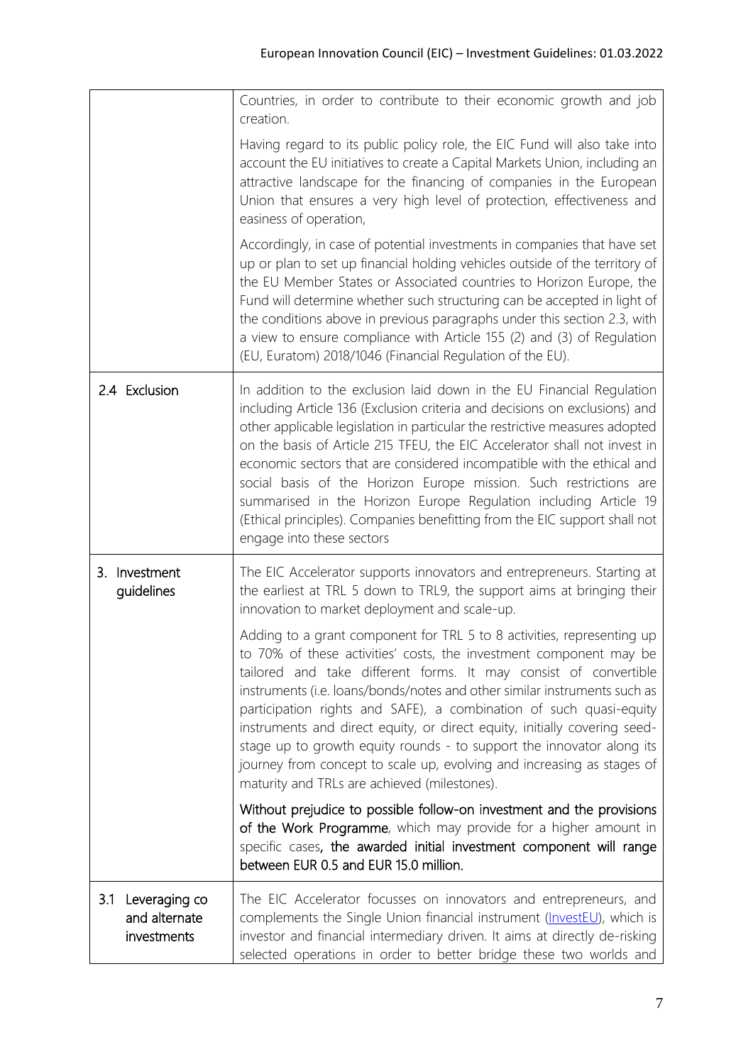| | |
|---|---|
| | Countries, in order to contribute to their economic growth and job creation.<br><br>Having regard to its public policy role, the EIC Fund will also take into account the EU initiatives to create a Capital Markets Union, including an attractive landscape for the financing of companies in the European Union that ensures a very high level of protection, effectiveness and easiness of operation,<br><br>Accordingly, in case of potential investments in companies that have set up or plan to set up financial holding vehicles outside of the territory of the EU Member States or Associated countries to Horizon Europe, the Fund will determine whether such structuring can be accepted in light of the conditions above in previous paragraphs under this section 2.3, with a view to ensure compliance with Article 155 (2) and (3) of Regulation (EU, Euratom) 2018/1046 (Financial Regulation of the EU). |
| 2.4 Exclusion | In addition to the exclusion laid down in the EU Financial Regulation including Article 136 (Exclusion criteria and decisions on exclusions) and other applicable legislation in particular the restrictive measures adopted on the basis of Article 215 TFEU, the EIC Accelerator shall not invest in economic sectors that are considered incompatible with the ethical and social basis of the Horizon Europe mission. Such restrictions are summarised in the Horizon Europe Regulation including Article 19 (Ethical principles). Companies benefitting from the EIC support shall not engage into these sectors |
| 3. Investment guidelines | The EIC Accelerator supports innovators and entrepreneurs. Starting at the earliest at TRL 5 down to TRL9, the support aims at bringing their innovation to market deployment and scale-up.<br><br>Adding to a grant component for TRL 5 to 8 activities, representing up to 70% of these activities' costs, the investment component may be tailored and take different forms. It may consist of convertible instruments (i.e. loans/bonds/notes and other similar instruments such as participation rights and SAFE), a combination of such quasi-equity instruments and direct equity, or direct equity, initially covering seed-stage up to growth equity rounds - to support the innovator along its journey from concept to scale up, evolving and increasing as stages of maturity and TRLs are achieved (milestones).<br><br>**Without prejudice to possible follow-on investment and the provisions of the Work Programme**, which may provide for a higher amount in specific cases**, the awarded initial investment component will range between EUR 0.5 and EUR 15.0 million.** |
| 3.1 Leveraging co and alternate investments | The EIC Accelerator focusses on innovators and entrepreneurs, and complements the Single Union financial instrument (InvestEU), which is investor and financial intermediary driven. It aims at directly de-risking selected operations in order to better bridge these two worlds and |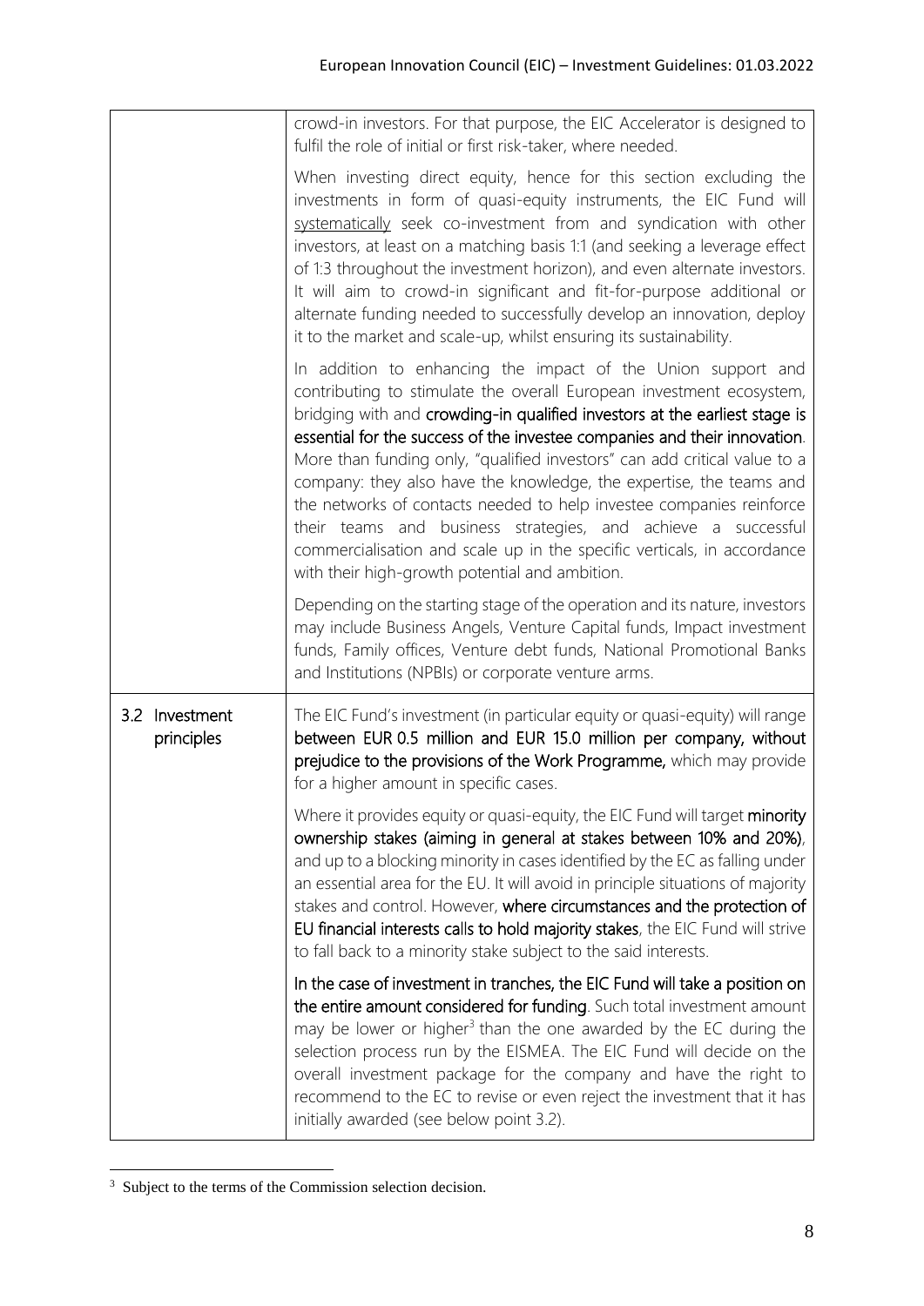| | |
|---|---|
| | crowd-in investors. For that purpose, the EIC Accelerator is designed to fulfil the role of initial or first risk-taker, where needed.<br><br>When investing direct equity, hence for this section excluding the investments in form of quasi-equity instruments, the EIC Fund will systematically seek co-investment from and syndication with other investors, at least on a matching basis 1:1 (and seeking a leverage effect of 1:3 throughout the investment horizon), and even alternate investors. It will aim to crowd-in significant and fit-for-purpose additional or alternate funding needed to successfully develop an innovation, deploy it to the market and scale-up, whilst ensuring its sustainability.<br><br>In addition to enhancing the impact of the Union support and contributing to stimulate the overall European investment ecosystem, bridging with and **crowding-in qualified investors at the earliest stage is essential for the success of the investee companies and their innovation**. More than funding only, "qualified investors" can add critical value to a company: they also have the knowledge, the expertise, the teams and the networks of contacts needed to help investee companies reinforce their teams and business strategies, and achieve a successful commercialisation and scale up in the specific verticals, in accordance with their high-growth potential and ambition.<br><br>Depending on the starting stage of the operation and its nature, investors may include Business Angels, Venture Capital funds, Impact investment funds, Family offices, Venture debt funds, National Promotional Banks and Institutions (NPBIs) or corporate venture arms. |
| 3.2 Investment principles | The EIC Fund's investment (in particular equity or quasi-equity) will range **between EUR 0.5 million and EUR 15.0 million per company, without prejudice to the provisions of the Work Programme,** which may provide for a higher amount in specific cases.<br><br>Where it provides equity or quasi-equity, the EIC Fund will target **minority ownership stakes (aiming in general at stakes between 10% and 20%)**, and up to a blocking minority in cases identified by the EC as falling under an essential area for the EU. It will avoid in principle situations of majority stakes and control. However, **where circumstances and the protection of EU financial interests calls to hold majority stakes**, the EIC Fund will strive to fall back to a minority stake subject to the said interests.<br><br>**In the case of investment in tranches, the EIC Fund will take a position on the entire amount considered for funding**. Such total investment amount may be lower or higher[3] than the one awarded by the EC during the selection process run by the EISMEA. The EIC Fund will decide on the overall investment package for the company and have the right to recommend to the EC to revise or even reject the investment that it has initially awarded (see below point 3.2). |

[3] Subject to the terms of the Commission selection decision.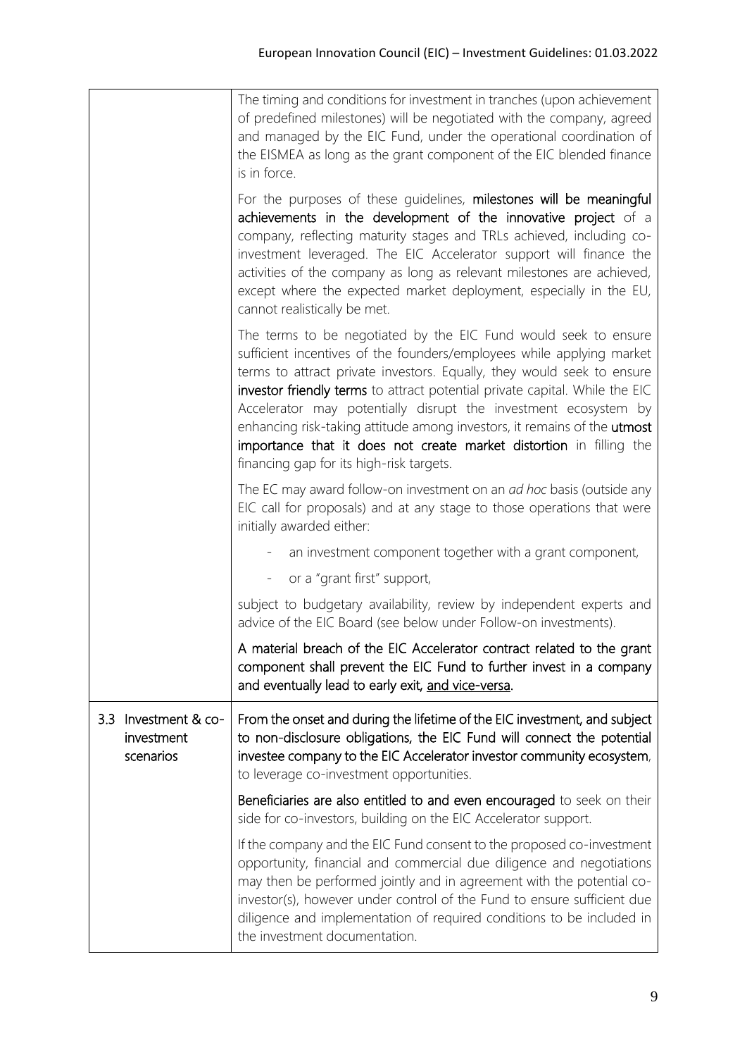| | |
|---|---|
| | The timing and conditions for investment in tranches (upon achievement of predefined milestones) will be negotiated with the company, agreed and managed by the EIC Fund, under the operational coordination of the EISMEA as long as the grant component of the EIC blended finance is in force.<br><br>For the purposes of these guidelines, **milestones will be meaningful achievements in the development of the innovative project** of a company, reflecting maturity stages and TRLs achieved, including co-investment leveraged. The EIC Accelerator support will finance the activities of the company as long as relevant milestones are achieved, except where the expected market deployment, especially in the EU, cannot realistically be met.<br><br>The terms to be negotiated by the EIC Fund would seek to ensure sufficient incentives of the founders/employees while applying market terms to attract private investors. Equally, they would seek to ensure **investor friendly terms** to attract potential private capital. While the EIC Accelerator may potentially disrupt the investment ecosystem by enhancing risk-taking attitude among investors, it remains of the **utmost importance that it does not create market distortion** in filling the financing gap for its high-risk targets.<br><br>The EC may award follow-on investment on an *ad hoc* basis (outside any EIC call for proposals) and at any stage to those operations that were initially awarded either:<br><br>- an investment component together with a grant component,<br>- or a "grant first" support,<br><br>subject to budgetary availability, review by independent experts and advice of the EIC Board (see below under Follow-on investments).<br><br>**A material breach of the EIC Accelerator contract related to the grant component shall prevent the EIC Fund to further invest in a company and eventually lead to early exit, <u>and vice-versa</u>.** |
| 3.3 Investment & co-investment scenarios | **From the onset and during the lifetime of the EIC investment, and subject to non-disclosure obligations, the EIC Fund will connect the potential investee company to the EIC Accelerator investor community ecosystem**, to leverage co-investment opportunities.<br><br>**Beneficiaries are also entitled to and even encouraged** to seek on their side for co-investors, building on the EIC Accelerator support.<br><br>If the company and the EIC Fund consent to the proposed co-investment opportunity, financial and commercial due diligence and negotiations may then be performed jointly and in agreement with the potential co-investor(s), however under control of the Fund to ensure sufficient due diligence and implementation of required conditions to be included in the investment documentation. |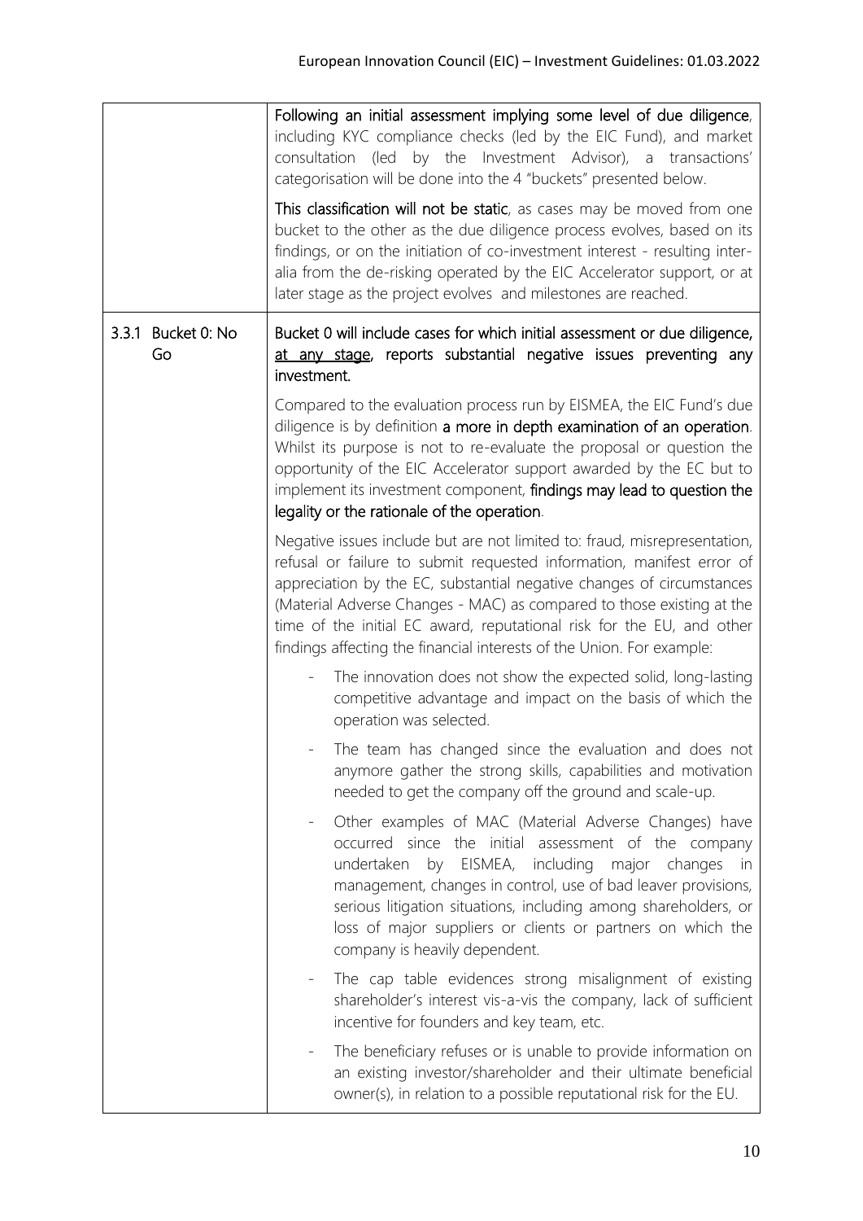| | |
|---|---|
| | **Following an initial assessment implying some level of due diligence**, including KYC compliance checks (led by the EIC Fund), and market consultation (led by the Investment Advisor), a transactions' categorisation will be done into the 4 "buckets" presented below.<br><br>**This classification will not be static**, as cases may be moved from one bucket to the other as the due diligence process evolves, based on its findings, or on the initiation of co-investment interest - resulting inter-alia from the de-risking operated by the EIC Accelerator support, or at later stage as the project evolves and milestones are reached. |
| 3.3.1 Bucket 0: No Go | **Bucket 0 will include cases for which initial assessment or due diligence, <u>at any stage</u>, reports substantial negative issues preventing any investment.**<br><br>Compared to the evaluation process run by EISMEA, the EIC Fund's due diligence is by definition **a more in depth examination of an operation**. Whilst its purpose is not to re-evaluate the proposal or question the opportunity of the EIC Accelerator support awarded by the EC but to implement its investment component, **findings may lead to question the legality or the rationale of the operation**.<br><br>Negative issues include but are not limited to: fraud, misrepresentation, refusal or failure to submit requested information, manifest error of appreciation by the EC, substantial negative changes of circumstances (Material Adverse Changes - MAC) as compared to those existing at the time of the initial EC award, reputational risk for the EU, and other findings affecting the financial interests of the Union. For example:<br><br>- The innovation does not show the expected solid, long-lasting competitive advantage and impact on the basis of which the operation was selected.<br>- The team has changed since the evaluation and does not anymore gather the strong skills, capabilities and motivation needed to get the company off the ground and scale-up.<br>- Other examples of MAC (Material Adverse Changes) have occurred since the initial assessment of the company undertaken by EISMEA, including major changes in management, changes in control, use of bad leaver provisions, serious litigation situations, including among shareholders, or loss of major suppliers or clients or partners on which the company is heavily dependent.<br>- The cap table evidences strong misalignment of existing shareholder's interest vis-a-vis the company, lack of sufficient incentive for founders and key team, etc.<br>- The beneficiary refuses or is unable to provide information on an existing investor/shareholder and their ultimate beneficial owner(s), in relation to a possible reputational risk for the EU. |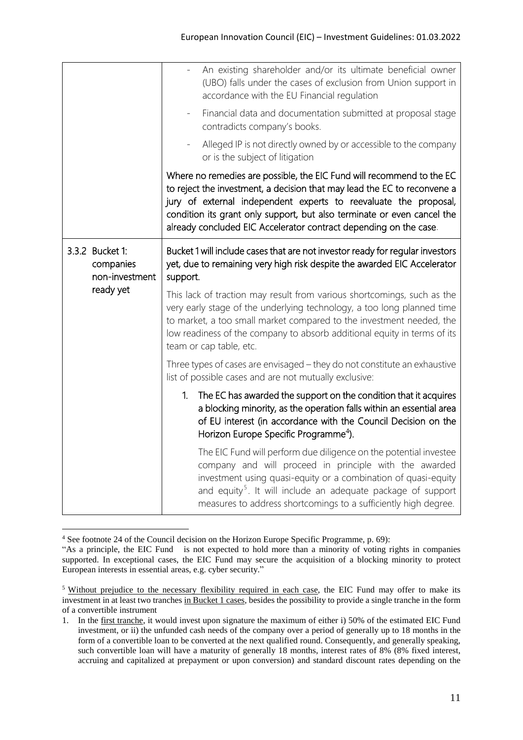| | |
|---|---|
| | - An existing shareholder and/or its ultimate beneficial owner (UBO) falls under the cases of exclusion from Union support in accordance with the EU Financial regulation<br>- Financial data and documentation submitted at proposal stage contradicts company's books.<br>- Alleged IP is not directly owned by or accessible to the company or is the subject of litigation<br><br>Where no remedies are possible, the EIC Fund will recommend to the EC to reject the investment, a decision that may lead the EC to reconvene a jury of external independent experts to reevaluate the proposal, condition its grant only support, but also terminate or even cancel the already concluded EIC Accelerator contract depending on the case. |
| 3.3.2 Bucket 1: companies non-investment ready yet | Bucket 1 will include cases that are not investor ready for regular investors yet, due to remaining very high risk despite the awarded EIC Accelerator support.<br><br>This lack of traction may result from various shortcomings, such as the very early stage of the underlying technology, a too long planned time to market, a too small market compared to the investment needed, the low readiness of the company to absorb additional equity in terms of its team or cap table, etc.<br><br>Three types of cases are envisaged – they do not constitute an exhaustive list of possible cases and are not mutually exclusive:<br><br>1. The EC has awarded the support on the condition that it acquires a blocking minority, as the operation falls within an essential area of EU interest (in accordance with the Council Decision on the Horizon Europe Specific Programme[4]).<br><br>The EIC Fund will perform due diligence on the potential investee company and will proceed in principle with the awarded investment using quasi-equity or a combination of quasi-equity and equity[5]. It will include an adequate package of support measures to address shortcomings to a sufficiently high degree. |

[4] See footnote 24 of the Council decision on the Horizon Europe Specific Programme, p. 69):

"As a principle, the EIC Fund is not expected to hold more than a minority of voting rights in companies supported. In exceptional cases, the EIC Fund may secure the acquisition of a blocking minority to protect European interests in essential areas, e.g. cyber security."

[5] Without prejudice to the necessary flexibility required in each case, the EIC Fund may offer to make its investment in at least two tranches in Bucket 1 cases, besides the possibility to provide a single tranche in the form of a convertible instrument

1. In the first tranche, it would invest upon signature the maximum of either i) 50% of the estimated EIC Fund investment, or ii) the unfunded cash needs of the company over a period of generally up to 18 months in the form of a convertible loan to be converted at the next qualified round. Consequently, and generally speaking, such convertible loan will have a maturity of generally 18 months, interest rates of 8% (8% fixed interest, accruing and capitalized at prepayment or upon conversion) and standard discount rates depending on the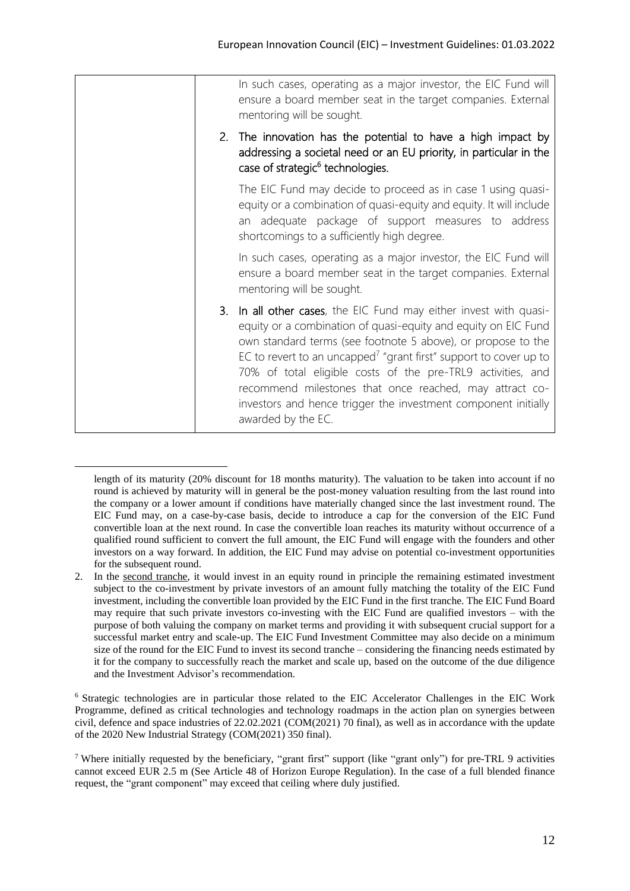| | In such cases, operating as a major investor, the EIC Fund will ensure a board member seat in the target companies. External mentoring will be sought.<br><br>2. **The innovation has the potential to have a high impact by addressing a societal need or an EU priority, in particular in the case of strategic[6] technologies.**<br><br>The EIC Fund may decide to proceed as in case 1 using quasi-equity or a combination of quasi-equity and equity. It will include an adequate package of support measures to address shortcomings to a sufficiently high degree.<br><br>In such cases, operating as a major investor, the EIC Fund will ensure a board member seat in the target companies. External mentoring will be sought.<br><br>3. **In all other cases**, the EIC Fund may either invest with quasi-equity or a combination of quasi-equity and equity on EIC Fund own standard terms (see footnote 5 above), or propose to the EC to revert to an uncapped[7] "grant first" support to cover up to 70% of total eligible costs of the pre-TRL9 activities, and recommend milestones that once reached, may attract co-investors and hence trigger the investment component initially awarded by the EC. |
|---|---|

length of its maturity (20% discount for 18 months maturity). The valuation to be taken into account if no round is achieved by maturity will in general be the post-money valuation resulting from the last round into the company or a lower amount if conditions have materially changed since the last investment round. The EIC Fund may, on a case-by-case basis, decide to introduce a cap for the conversion of the EIC Fund convertible loan at the next round. In case the convertible loan reaches its maturity without occurrence of a qualified round sufficient to convert the full amount, the EIC Fund will engage with the founders and other investors on a way forward. In addition, the EIC Fund may advise on potential co-investment opportunities for the subsequent round.

2. In the second tranche, it would invest in an equity round in principle the remaining estimated investment subject to the co-investment by private investors of an amount fully matching the totality of the EIC Fund investment, including the convertible loan provided by the EIC Fund in the first tranche. The EIC Fund Board may require that such private investors co-investing with the EIC Fund are qualified investors – with the purpose of both valuing the company on market terms and providing it with subsequent crucial support for a successful market entry and scale-up. The EIC Fund Investment Committee may also decide on a minimum size of the round for the EIC Fund to invest its second tranche – considering the financing needs estimated by it for the company to successfully reach the market and scale up, based on the outcome of the due diligence and the Investment Advisor's recommendation.

[6] Strategic technologies are in particular those related to the EIC Accelerator Challenges in the EIC Work Programme, defined as critical technologies and technology roadmaps in the action plan on synergies between civil, defence and space industries of 22.02.2021 (COM(2021) 70 final), as well as in accordance with the update of the 2020 New Industrial Strategy (COM(2021) 350 final).

[7] Where initially requested by the beneficiary, "grant first" support (like "grant only") for pre-TRL 9 activities cannot exceed EUR 2.5 m (See Article 48 of Horizon Europe Regulation). In the case of a full blended finance request, the "grant component" may exceed that ceiling where duly justified.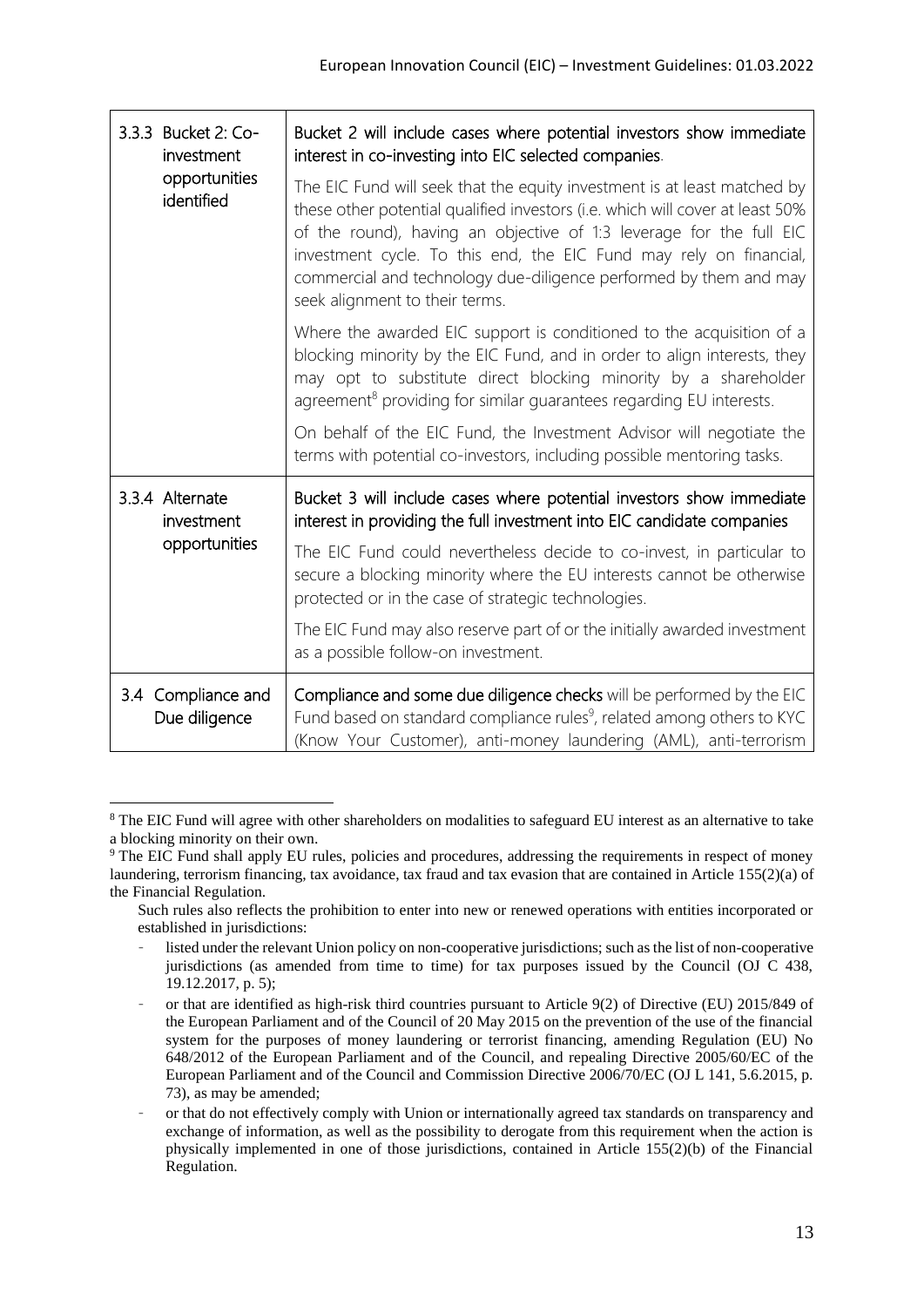| | |
|---|---|
| 3.3.3 Bucket 2: Co-investment opportunities identified | **Bucket 2 will include cases where potential investors show immediate interest in co-investing into EIC selected companies.**<br><br>The EIC Fund will seek that the equity investment is at least matched by these other potential qualified investors (i.e. which will cover at least 50% of the round), having an objective of 1:3 leverage for the full EIC investment cycle. To this end, the EIC Fund may rely on financial, commercial and technology due-diligence performed by them and may seek alignment to their terms.<br><br>Where the awarded EIC support is conditioned to the acquisition of a blocking minority by the EIC Fund, and in order to align interests, they may opt to substitute direct blocking minority by a shareholder agreement[8] providing for similar guarantees regarding EU interests.<br><br>On behalf of the EIC Fund, the Investment Advisor will negotiate the terms with potential co-investors, including possible mentoring tasks. |
| 3.3.4 Alternate investment opportunities | **Bucket 3 will include cases where potential investors show immediate interest in providing the full investment into EIC candidate companies**<br><br>The EIC Fund could nevertheless decide to co-invest, in particular to secure a blocking minority where the EU interests cannot be otherwise protected or in the case of strategic technologies.<br><br>The EIC Fund may also reserve part of or the initially awarded investment as a possible follow-on investment. |
| 3.4 Compliance and Due diligence | **Compliance and some due diligence checks** will be performed by the EIC Fund based on standard compliance rules[9], related among others to KYC (Know Your Customer), anti-money laundering (AML), anti-terrorism |

[8] The EIC Fund will agree with other shareholders on modalities to safeguard EU interest as an alternative to take a blocking minority on their own.

[9] The EIC Fund shall apply EU rules, policies and procedures, addressing the requirements in respect of money laundering, terrorism financing, tax avoidance, tax fraud and tax evasion that are contained in Article 155(2)(a) of the Financial Regulation.

Such rules also reflects the prohibition to enter into new or renewed operations with entities incorporated or established in jurisdictions:

- listed under the relevant Union policy on non-cooperative jurisdictions; such as the list of non-cooperative jurisdictions (as amended from time to time) for tax purposes issued by the Council (OJ C 438, 19.12.2017, p. 5);
- or that are identified as high-risk third countries pursuant to Article 9(2) of Directive (EU) 2015/849 of the European Parliament and of the Council of 20 May 2015 on the prevention of the use of the financial system for the purposes of money laundering or terrorist financing, amending Regulation (EU) No 648/2012 of the European Parliament and of the Council, and repealing Directive 2005/60/EC of the European Parliament and of the Council and Commission Directive 2006/70/EC (OJ L 141, 5.6.2015, p. 73), as may be amended;
- or that do not effectively comply with Union or internationally agreed tax standards on transparency and exchange of information, as well as the possibility to derogate from this requirement when the action is physically implemented in one of those jurisdictions, contained in Article 155(2)(b) of the Financial Regulation.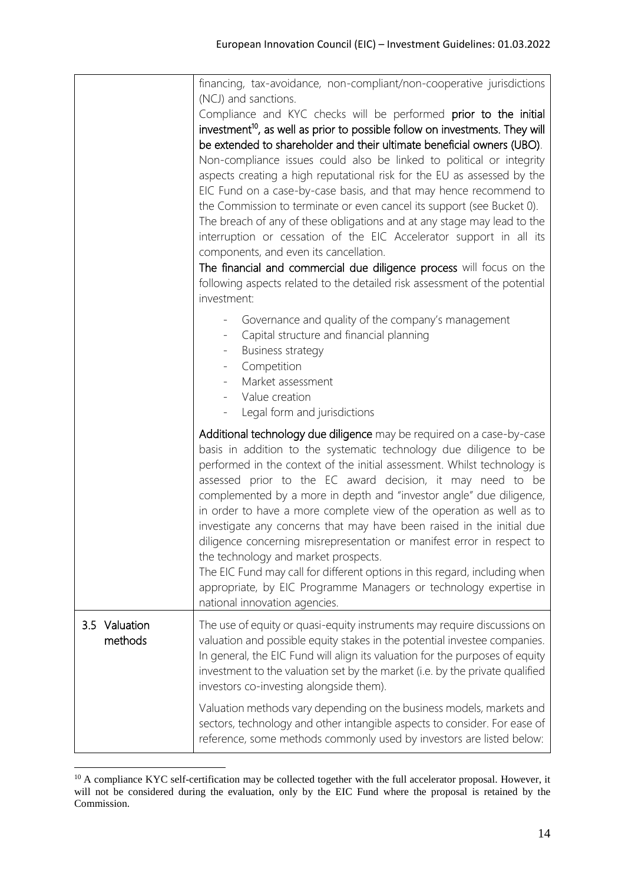| | |
|---|---|
| | financing, tax-avoidance, non-compliant/non-cooperative jurisdictions (NCJ) and sanctions.<br>Compliance and KYC checks will be performed **prior to the initial investment[10], as well as prior to possible follow on investments. They will be extended to shareholder and their ultimate beneficial owners (UBO)**.<br>Non-compliance issues could also be linked to political or integrity aspects creating a high reputational risk for the EU as assessed by the EIC Fund on a case-by-case basis, and that may hence recommend to the Commission to terminate or even cancel its support (see Bucket 0).<br>The breach of any of these obligations and at any stage may lead to the interruption or cessation of the EIC Accelerator support in all its components, and even its cancellation.<br>**The financial and commercial due diligence process** will focus on the following aspects related to the detailed risk assessment of the potential investment:<br>- Governance and quality of the company's management<br>- Capital structure and financial planning<br>- Business strategy<br>- Competition<br>- Market assessment<br>- Value creation<br>- Legal form and jurisdictions<br><br>**Additional technology due diligence** may be required on a case-by-case basis in addition to the systematic technology due diligence to be performed in the context of the initial assessment. Whilst technology is assessed prior to the EC award decision, it may need to be complemented by a more in depth and "investor angle" due diligence, in order to have a more complete view of the operation as well as to investigate any concerns that may have been raised in the initial due diligence concerning misrepresentation or manifest error in respect to the technology and market prospects.<br>The EIC Fund may call for different options in this regard, including when appropriate, by EIC Programme Managers or technology expertise in national innovation agencies. |
| 3.5 Valuation methods | The use of equity or quasi-equity instruments may require discussions on valuation and possible equity stakes in the potential investee companies. In general, the EIC Fund will align its valuation for the purposes of equity investment to the valuation set by the market (i.e. by the private qualified investors co-investing alongside them).<br><br>Valuation methods vary depending on the business models, markets and sectors, technology and other intangible aspects to consider. For ease of reference, some methods commonly used by investors are listed below: |

[10] A compliance KYC self-certification may be collected together with the full accelerator proposal. However, it will not be considered during the evaluation, only by the EIC Fund where the proposal is retained by the Commission.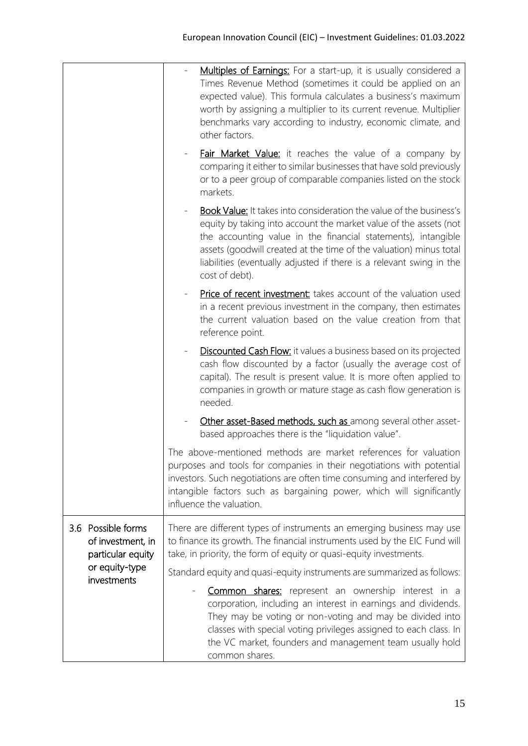| | |
|---|---|
| | - <u>Multiples of Earnings:</u> For a start-up, it is usually considered a Times Revenue Method (sometimes it could be applied on an expected value). This formula calculates a business's maximum worth by assigning a multiplier to its current revenue. Multiplier benchmarks vary according to industry, economic climate, and other factors.<br><br>- <u>Fair Market Value:</u> it reaches the value of a company by comparing it either to similar businesses that have sold previously or to a peer group of comparable companies listed on the stock markets.<br><br>- <u>Book Value:</u> It takes into consideration the value of the business's equity by taking into account the market value of the assets (not the accounting value in the financial statements), intangible assets (goodwill created at the time of the valuation) minus total liabilities (eventually adjusted if there is a relevant swing in the cost of debt).<br><br>- <u>Price of recent investment:</u> takes account of the valuation used in a recent previous investment in the company, then estimates the current valuation based on the value creation from that reference point.<br><br>- <u>Discounted Cash Flow:</u> it values a business based on its projected cash flow discounted by a factor (usually the average cost of capital). The result is present value. It is more often applied to companies in growth or mature stage as cash flow generation is needed.<br><br>- <u>Other asset-Based methods, such as</u> among several other asset-based approaches there is the "liquidation value".<br><br>The above-mentioned methods are market references for valuation purposes and tools for companies in their negotiations with potential investors. Such negotiations are often time consuming and interfered by intangible factors such as bargaining power, which will significantly influence the valuation. |
| 3.6 Possible forms of investment, in particular equity or equity-type investments | There are different types of instruments an emerging business may use to finance its growth. The financial instruments used by the EIC Fund will take, in priority, the form of equity or quasi-equity investments.<br><br>Standard equity and quasi-equity instruments are summarized as follows:<br><br>- <u>Common shares:</u> represent an ownership interest in a corporation, including an interest in earnings and dividends. They may be voting or non-voting and may be divided into classes with special voting privileges assigned to each class. In the VC market, founders and management team usually hold common shares. |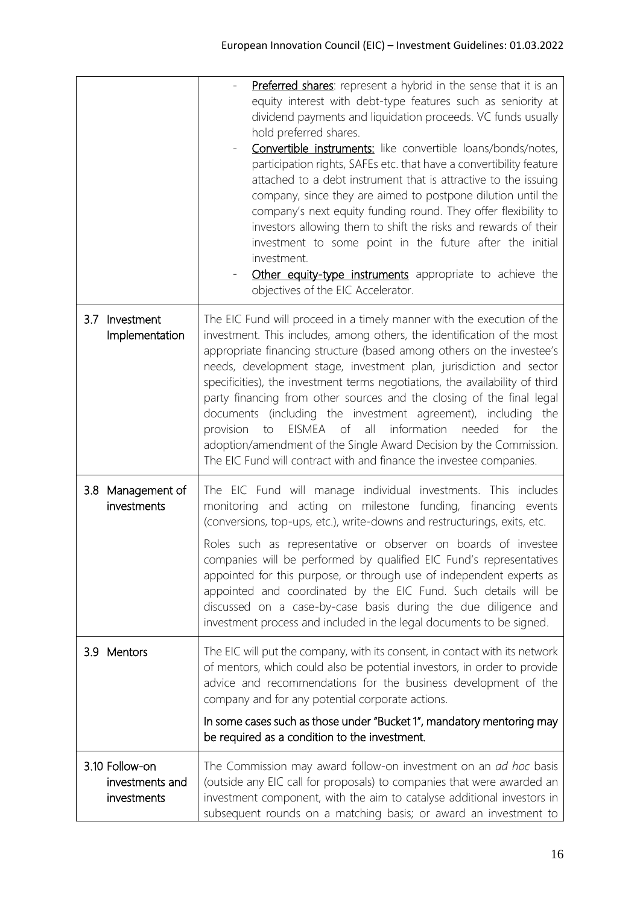| | |
|---|---|
| | - **Preferred shares**: represent a hybrid in the sense that it is an equity interest with debt-type features such as seniority at dividend payments and liquidation proceeds. VC funds usually hold preferred shares.<br>- **Convertible instruments:** like convertible loans/bonds/notes, participation rights, SAFEs etc. that have a convertibility feature attached to a debt instrument that is attractive to the issuing company, since they are aimed to postpone dilution until the company's next equity funding round. They offer flexibility to investors allowing them to shift the risks and rewards of their investment to some point in the future after the initial investment.<br>- **Other equity-type instruments** appropriate to achieve the objectives of the EIC Accelerator. |
| 3.7 Investment Implementation | The EIC Fund will proceed in a timely manner with the execution of the investment. This includes, among others, the identification of the most appropriate financing structure (based among others on the investee's needs, development stage, investment plan, jurisdiction and sector specificities), the investment terms negotiations, the availability of third party financing from other sources and the closing of the final legal documents (including the investment agreement), including the provision to EISMEA of all information needed for the adoption/amendment of the Single Award Decision by the Commission. The EIC Fund will contract with and finance the investee companies. |
| 3.8 Management of investments | The EIC Fund will manage individual investments. This includes monitoring and acting on milestone funding, financing events (conversions, top-ups, etc.), write-downs and restructurings, exits, etc.<br><br>Roles such as representative or observer on boards of investee companies will be performed by qualified EIC Fund's representatives appointed for this purpose, or through use of independent experts as appointed and coordinated by the EIC Fund. Such details will be discussed on a case-by-case basis during the due diligence and investment process and included in the legal documents to be signed. |
| 3.9 Mentors | The EIC will put the company, with its consent, in contact with its network of mentors, which could also be potential investors, in order to provide advice and recommendations for the business development of the company and for any potential corporate actions.<br><br>In some cases such as those under "Bucket 1", mandatory mentoring may be required as a condition to the investment. |
| 3.10 Follow-on investments and investments | The Commission may award follow-on investment on an *ad hoc* basis (outside any EIC call for proposals) to companies that were awarded an investment component, with the aim to catalyse additional investors in subsequent rounds on a matching basis; or award an investment to |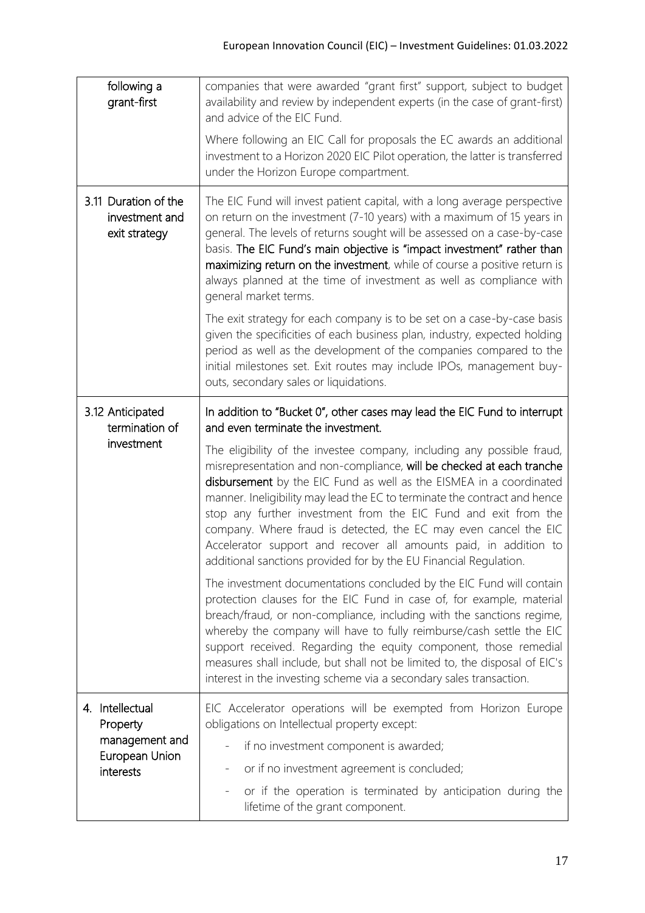| | |
|---|---|
| following a grant-first | companies that were awarded "grant first" support, subject to budget availability and review by independent experts (in the case of grant-first) and advice of the EIC Fund.<br><br>Where following an EIC Call for proposals the EC awards an additional investment to a Horizon 2020 EIC Pilot operation, the latter is transferred under the Horizon Europe compartment. |
| 3.11 Duration of the investment and exit strategy | The EIC Fund will invest patient capital, with a long average perspective on return on the investment (7-10 years) with a maximum of 15 years in general. The levels of returns sought will be assessed on a case-by-case basis. **The EIC Fund's main objective is "impact investment" rather than maximizing return on the investment**, while of course a positive return is always planned at the time of investment as well as compliance with general market terms.<br><br>The exit strategy for each company is to be set on a case-by-case basis given the specificities of each business plan, industry, expected holding period as well as the development of the companies compared to the initial milestones set. Exit routes may include IPOs, management buy-outs, secondary sales or liquidations. |
| 3.12 Anticipated termination of investment | **In addition to "Bucket 0", other cases may lead the EIC Fund to interrupt and even terminate the investment.**<br><br>The eligibility of the investee company, including any possible fraud, misrepresentation and non-compliance, **will be checked at each tranche disbursement** by the EIC Fund as well as the EISMEA in a coordinated manner. Ineligibility may lead the EC to terminate the contract and hence stop any further investment from the EIC Fund and exit from the company. Where fraud is detected, the EC may even cancel the EIC Accelerator support and recover all amounts paid, in addition to additional sanctions provided for by the EU Financial Regulation.<br><br>The investment documentations concluded by the EIC Fund will contain protection clauses for the EIC Fund in case of, for example, material breach/fraud, or non-compliance, including with the sanctions regime, whereby the company will have to fully reimburse/cash settle the EIC support received. Regarding the equity component, those remedial measures shall include, but shall not be limited to, the disposal of EIC's interest in the investing scheme via a secondary sales transaction. |
| 4. Intellectual Property management and European Union interests | EIC Accelerator operations will be exempted from Horizon Europe obligations on Intellectual property except:<br>- if no investment component is awarded;<br>- or if no investment agreement is concluded;<br>- or if the operation is terminated by anticipation during the lifetime of the grant component. |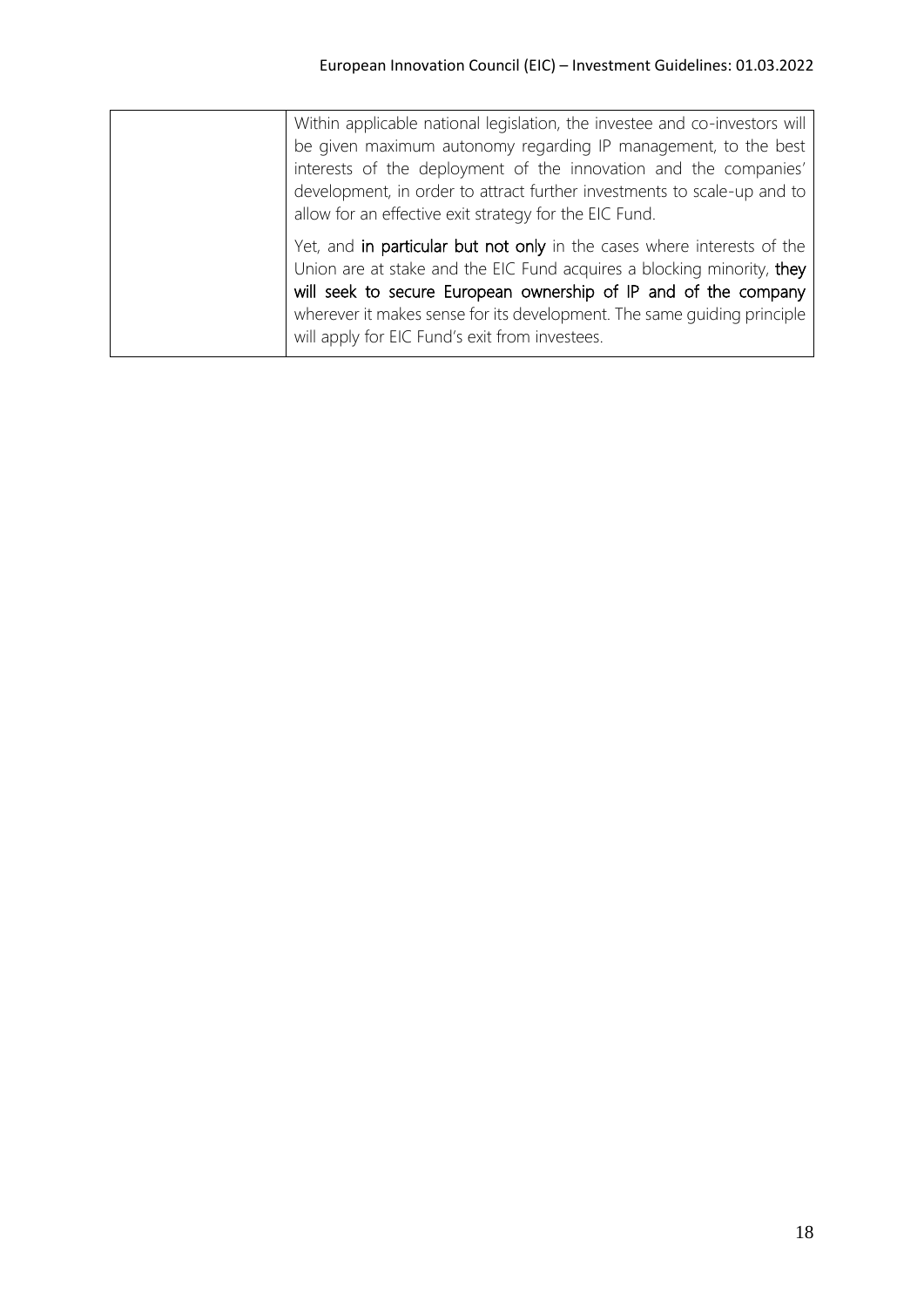| | |
|---|---|
| | Within applicable national legislation, the investee and co-investors will be given maximum autonomy regarding IP management, to the best interests of the deployment of the innovation and the companies' development, in order to attract further investments to scale-up and to allow for an effective exit strategy for the EIC Fund.<br><br>Yet, and **in particular but not only** in the cases where interests of the Union are at stake and the EIC Fund acquires a blocking minority, **they will seek to secure European ownership of IP and of the company** wherever it makes sense for its development. The same guiding principle will apply for EIC Fund's exit from investees. |